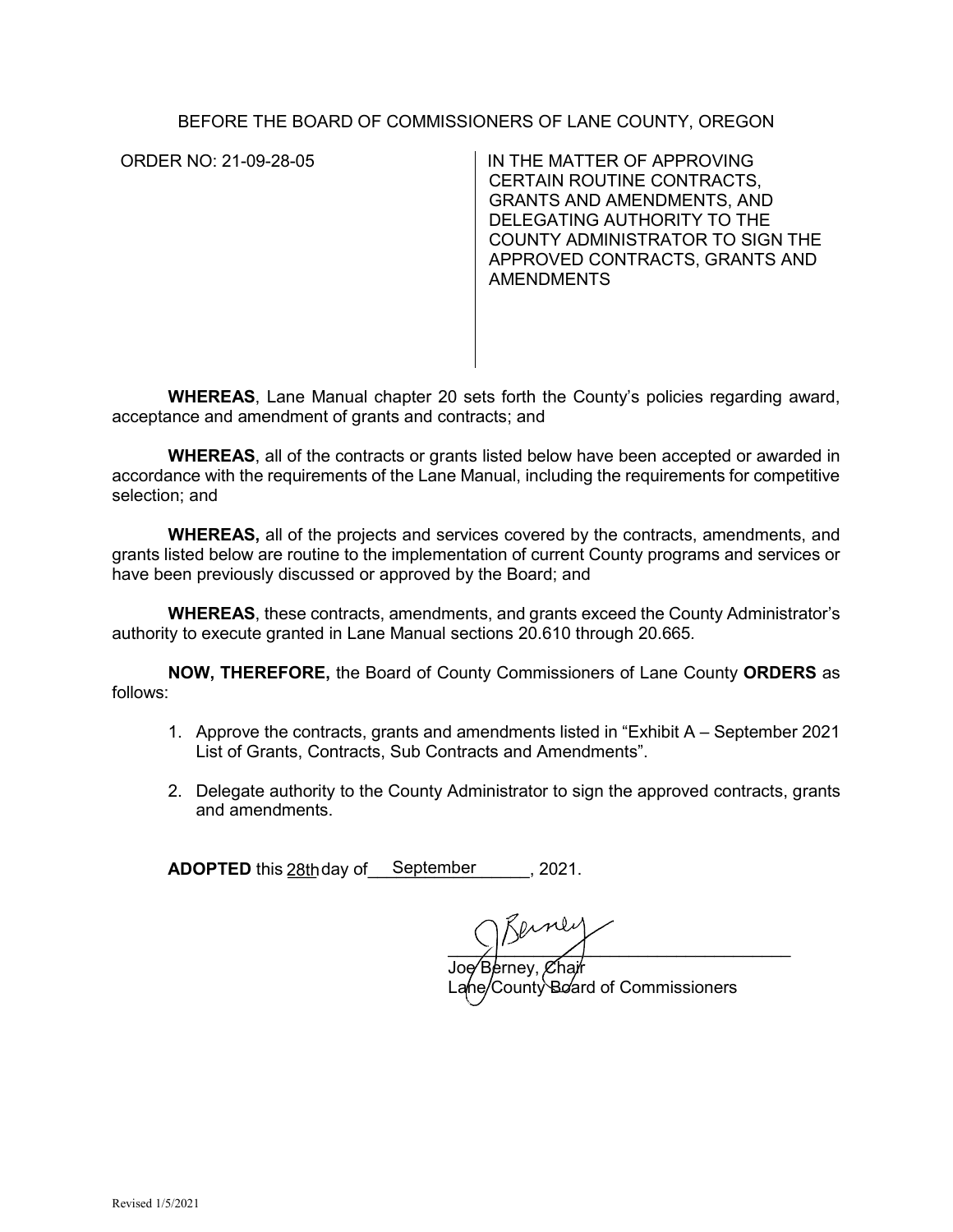BEFORE THE BOARD OF COMMISSIONERS OF LANE COUNTY, OREGON

ORDER NO: 21-09-28-05

IN THE MATTER OF APPROVING CERTAIN ROUTINE CONTRACTS, GRANTS AND AMENDMENTS, AND DELEGATING AUTHORITY TO THE COUNTY ADMINISTRATOR TO SIGN THE APPROVED CONTRACTS, GRANTS AND AMENDMENTS

**WHEREAS**, Lane Manual chapter 20 sets forth the County's policies regarding award, acceptance and amendment of grants and contracts; and

**WHEREAS**, all of the contracts or grants listed below have been accepted or awarded in accordance with the requirements of the Lane Manual, including the requirements for competitive selection; and

**WHEREAS,** all of the projects and services covered by the contracts, amendments, and grants listed below are routine to the implementation of current County programs and services or have been previously discussed or approved by the Board; and

**WHEREAS**, these contracts, amendments, and grants exceed the County Administrator's authority to execute granted in Lane Manual sections 20.610 through 20.665.

**NOW, THEREFORE,** the Board of County Commissioners of Lane County **ORDERS** as follows:

1. Approve the contracts, grants and amendments listed in "Exhibit A – September 2021 List of Grants, Contracts, Sub Contracts and Amendments".
2. Delegate authority to the County Administrator to sign the approved contracts, grants and amendments.

**ADOPTED** this 28th day of September, 2021.

Joe Berney, Chair
Lane County Board of Commissioners

Revised 1/5/2021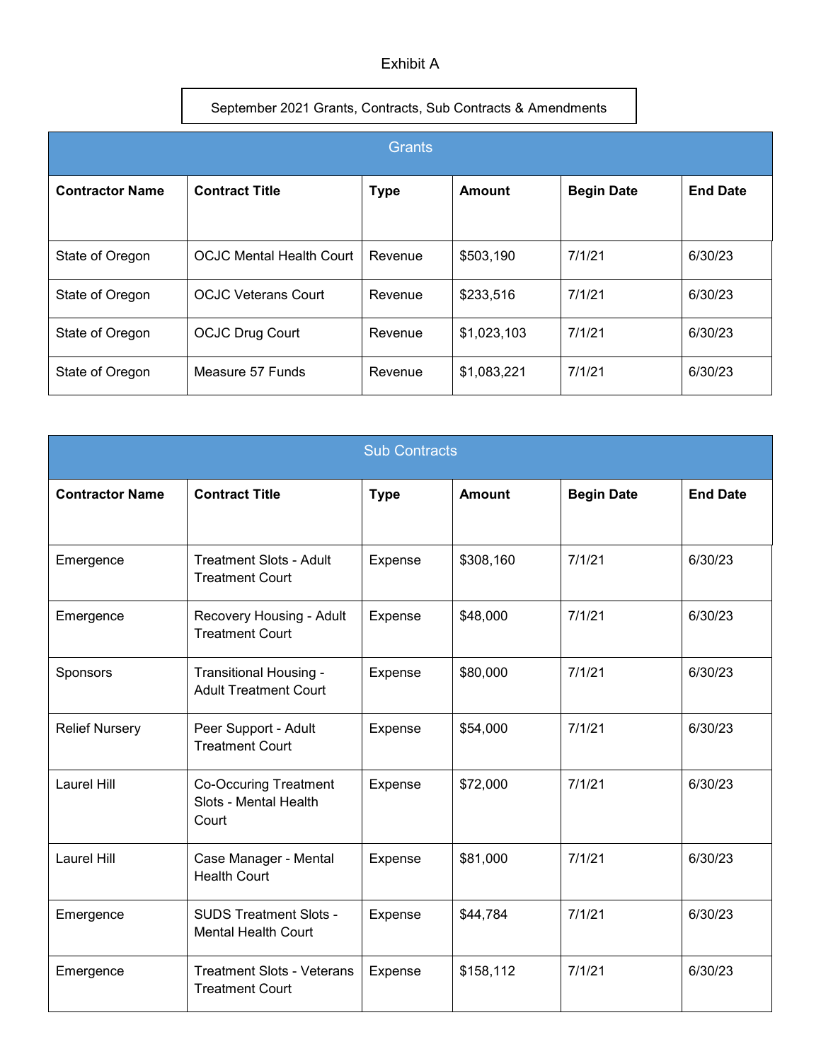# Exhibit A

September 2021 Grants, Contracts, Sub Contracts & Amendments

## Grants

| Contractor Name | Contract Title | Type | Amount | Begin Date | End Date |
|---|---|---|---|---|---|
| State of Oregon | OCJC Mental Health Court | Revenue | $503,190 | 7/1/21 | 6/30/23 |
| State of Oregon | OCJC Veterans Court | Revenue | $233,516 | 7/1/21 | 6/30/23 |
| State of Oregon | OCJC Drug Court | Revenue | $1,023,103 | 7/1/21 | 6/30/23 |
| State of Oregon | Measure 57 Funds | Revenue | $1,083,221 | 7/1/21 | 6/30/23 |

## Sub Contracts

| Contractor Name | Contract Title | Type | Amount | Begin Date | End Date |
|---|---|---|---|---|---|
| Emergence | Treatment Slots - Adult Treatment Court | Expense | $308,160 | 7/1/21 | 6/30/23 |
| Emergence | Recovery Housing - Adult Treatment Court | Expense | $48,000 | 7/1/21 | 6/30/23 |
| Sponsors | Transitional Housing - Adult Treatment Court | Expense | $80,000 | 7/1/21 | 6/30/23 |
| Relief Nursery | Peer Support - Adult Treatment Court | Expense | $54,000 | 7/1/21 | 6/30/23 |
| Laurel Hill | Co-Occuring Treatment Slots - Mental Health Court | Expense | $72,000 | 7/1/21 | 6/30/23 |
| Laurel Hill | Case Manager - Mental Health Court | Expense | $81,000 | 7/1/21 | 6/30/23 |
| Emergence | SUDS Treatment Slots - Mental Health Court | Expense | $44,784 | 7/1/21 | 6/30/23 |
| Emergence | Treatment Slots - Veterans Treatment Court | Expense | $158,112 | 7/1/21 | 6/30/23 |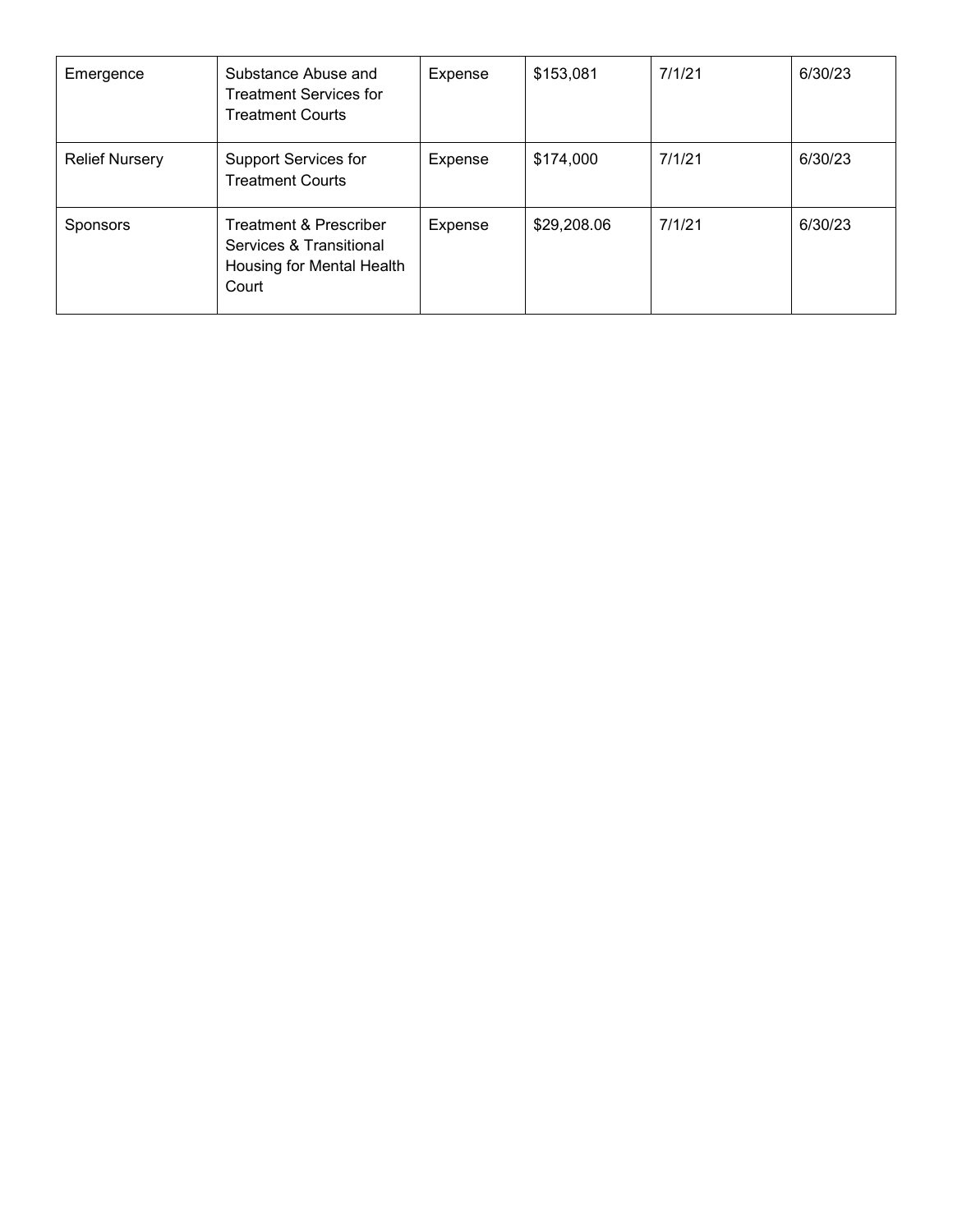| | | | | | |
|---|---|---|---|---|---|
| Emergence | Substance Abuse and Treatment Services for Treatment Courts | Expense | $153,081 | 7/1/21 | 6/30/23 |
| Relief Nursery | Support Services for Treatment Courts | Expense | $174,000 | 7/1/21 | 6/30/23 |
| Sponsors | Treatment & Prescriber Services & Transitional Housing for Mental Health Court | Expense | $29,208.06 | 7/1/21 | 6/30/23 |